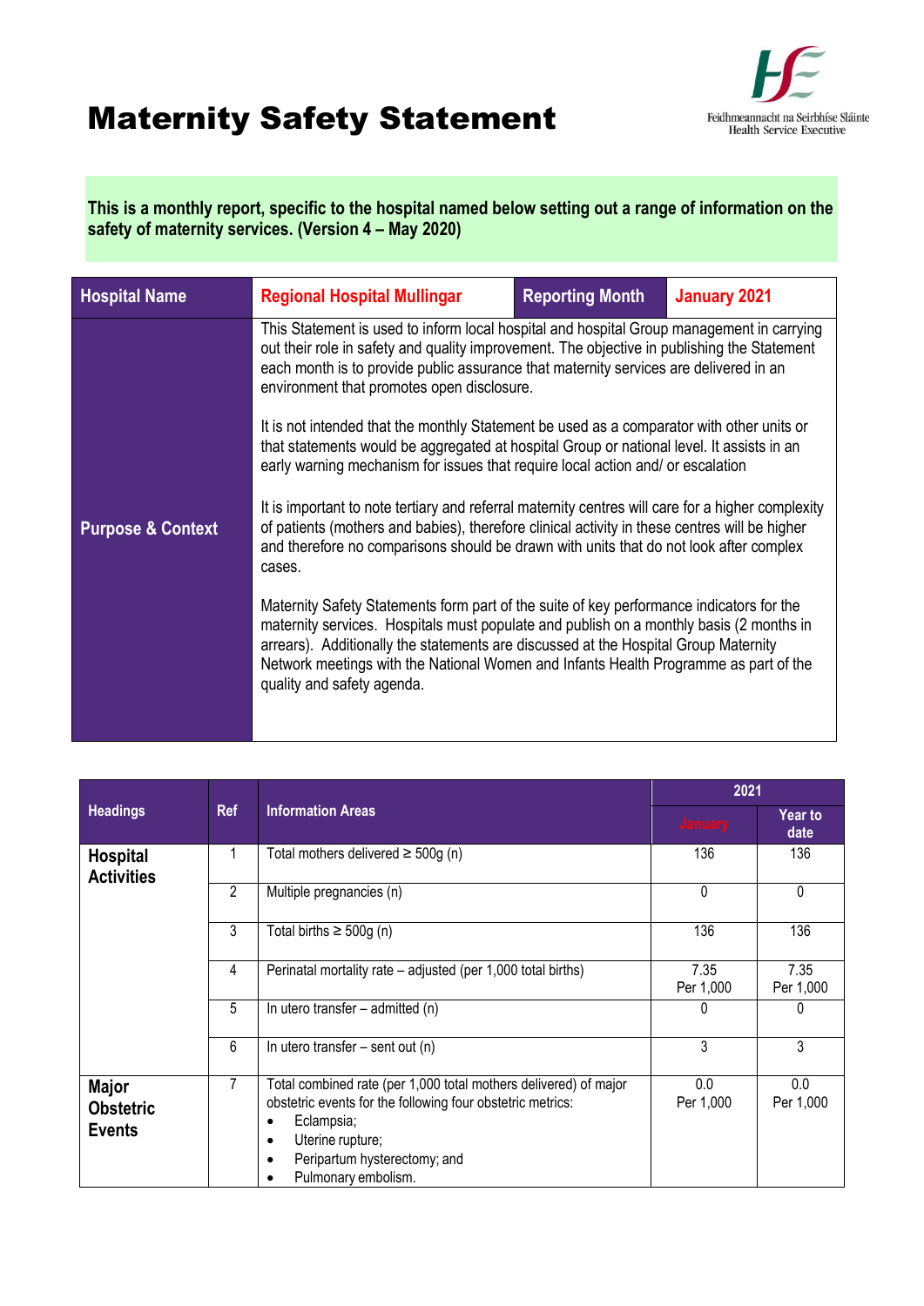# Maternity Safety Statement

**This is a monthly report, specific to the hospital named below setting out a range of information on the safety of maternity services. (Version 4 – May 2020)**

| Hospital Name | Regional Hospital Mullingar | Reporting Month | January 2021 |
|---|---|---|---|
| Purpose & Context | This Statement is used to inform local hospital and hospital Group management in carrying out their role in safety and quality improvement. The objective in publishing the Statement each month is to provide public assurance that maternity services are delivered in an environment that promotes open disclosure.<br><br>It is not intended that the monthly Statement be used as a comparator with other units or that statements would be aggregated at hospital Group or national level. It assists in an early warning mechanism for issues that require local action and/ or escalation<br><br>It is important to note tertiary and referral maternity centres will care for a higher complexity of patients (mothers and babies), therefore clinical activity in these centres will be higher and therefore no comparisons should be drawn with units that do not look after complex cases.<br><br>Maternity Safety Statements form part of the suite of key performance indicators for the maternity services. Hospitals must populate and publish on a monthly basis (2 months in arrears). Additionally the statements are discussed at the Hospital Group Maternity Network meetings with the National Women and Infants Health Programme as part of the quality and safety agenda. | | |

| Headings | Ref | Information Areas | 2021 | |
|---|---|---|---|---|
| | | | January | Year to date |
| **Hospital Activities** | 1 | Total mothers delivered ≥ 500g (n) | 136 | 136 |
| | 2 | Multiple pregnancies (n) | 0 | 0 |
| | 3 | Total births ≥ 500g (n) | 136 | 136 |
| | 4 | Perinatal mortality rate – adjusted (per 1,000 total births) | 7.35 Per 1,000 | 7.35 Per 1,000 |
| | 5 | In utero transfer – admitted (n) | 0 | 0 |
| | 6 | In utero transfer – sent out (n) | 3 | 3 |
| **Major Obstetric Events** | 7 | Total combined rate (per 1,000 total mothers delivered) of major obstetric events for the following four obstetric metrics:<br>• Eclampsia;<br>• Uterine rupture;<br>• Peripartum hysterectomy; and<br>• Pulmonary embolism. | 0.0 Per 1,000 | 0.0 Per 1,000 |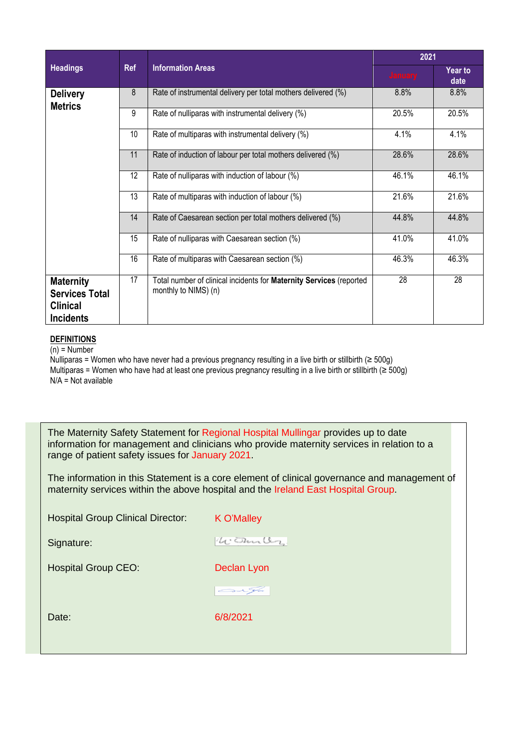| Headings | Ref | Information Areas | 2021 | |
|---|---|---|---|---|
| | | | January | Year to date |
| **Delivery Metrics** | 8 | Rate of instrumental delivery per total mothers delivered (%) | 8.8% | 8.8% |
| | 9 | Rate of nulliparas with instrumental delivery (%) | 20.5% | 20.5% |
| | 10 | Rate of multiparas with instrumental delivery (%) | 4.1% | 4.1% |
| | 11 | Rate of induction of labour per total mothers delivered (%) | 28.6% | 28.6% |
| | 12 | Rate of nulliparas with induction of labour (%) | 46.1% | 46.1% |
| | 13 | Rate of multiparas with induction of labour (%) | 21.6% | 21.6% |
| | 14 | Rate of Caesarean section per total mothers delivered (%) | 44.8% | 44.8% |
| | 15 | Rate of nulliparas with Caesarean section (%) | 41.0% | 41.0% |
| | 16 | Rate of multiparas with Caesarean section (%) | 46.3% | 46.3% |
| **Maternity Services Total Clinical Incidents** | 17 | Total number of clinical incidents for **Maternity Services** (reported monthly to NIMS) (n) | 28 | 28 |

**DEFINITIONS**

(n) = Number

Nulliparas = Women who have never had a previous pregnancy resulting in a live birth or stillbirth (≥ 500g)

Multiparas = Women who have had at least one previous pregnancy resulting in a live birth or stillbirth (≥ 500g)

N/A = Not available

The Maternity Safety Statement for Regional Hospital Mullingar provides up to date information for management and clinicians who provide maternity services in relation to a range of patient safety issues for January 2021.

The information in this Statement is a core element of clinical governance and management of maternity services within the above hospital and the Ireland East Hospital Group.

Hospital Group Clinical Director: K O'Malley

Signature:

Hospital Group CEO: Declan Lyon

Date: 6/8/2021